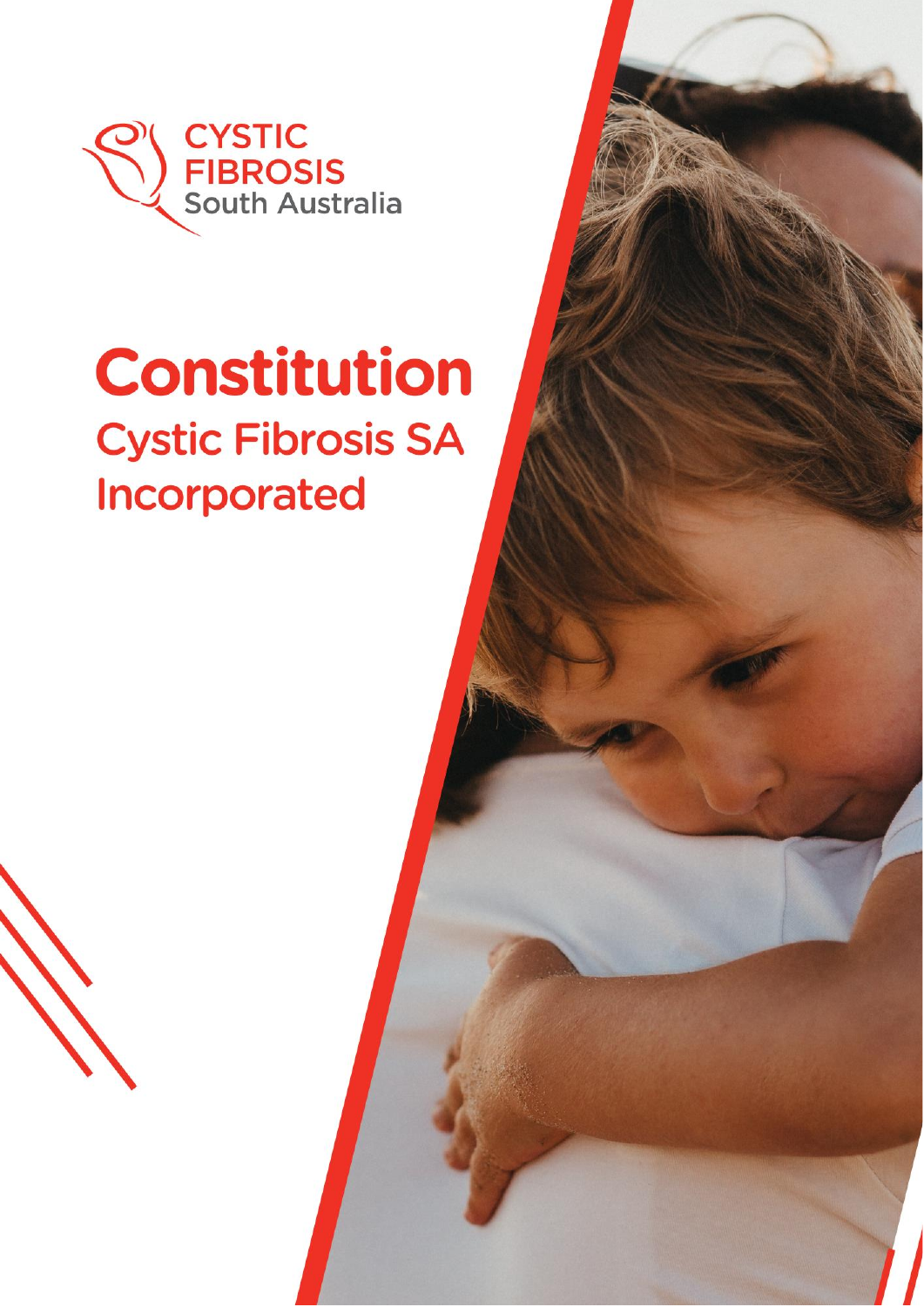CYSTIC FIBROSIS South Australia

# Constitution

## Cystic Fibrosis SA Incorporated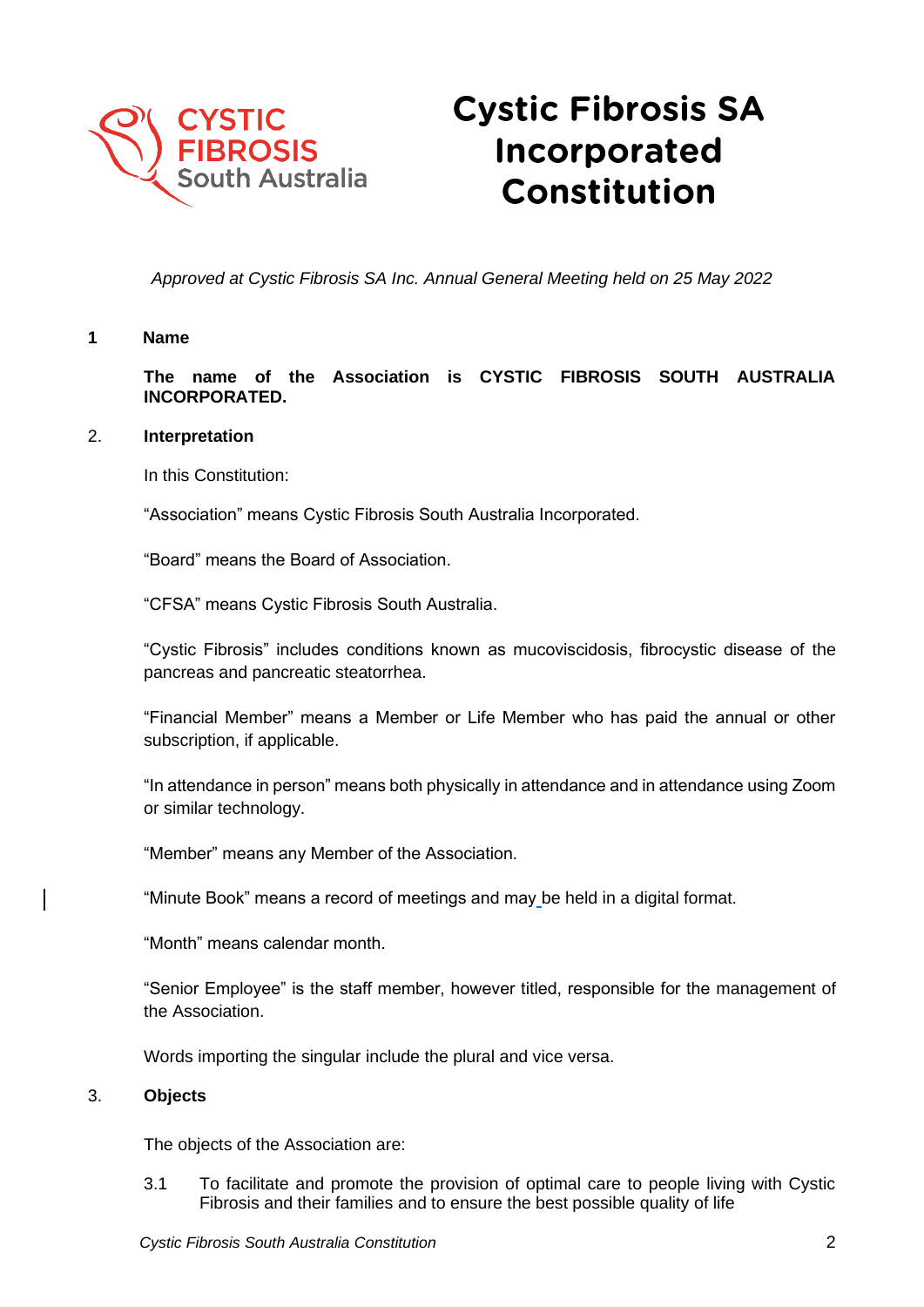# Cystic Fibrosis SA Incorporated Constitution

*Approved at Cystic Fibrosis SA Inc. Annual General Meeting held on 25 May 2022*

## 1 Name

**The name of the Association is CYSTIC FIBROSIS SOUTH AUSTRALIA INCORPORATED.**

## 2. Interpretation

In this Constitution:

"Association" means Cystic Fibrosis South Australia Incorporated.

"Board" means the Board of Association.

"CFSA" means Cystic Fibrosis South Australia.

"Cystic Fibrosis" includes conditions known as mucoviscidosis, fibrocystic disease of the pancreas and pancreatic steatorrhea.

"Financial Member" means a Member or Life Member who has paid the annual or other subscription, if applicable.

"In attendance in person" means both physically in attendance and in attendance using Zoom or similar technology.

"Member" means any Member of the Association.

"Minute Book" means a record of meetings and may be held in a digital format.

"Month" means calendar month.

"Senior Employee" is the staff member, however titled, responsible for the management of the Association.

Words importing the singular include the plural and vice versa.

## 3. Objects

The objects of the Association are:

3.1 To facilitate and promote the provision of optimal care to people living with Cystic Fibrosis and their families and to ensure the best possible quality of life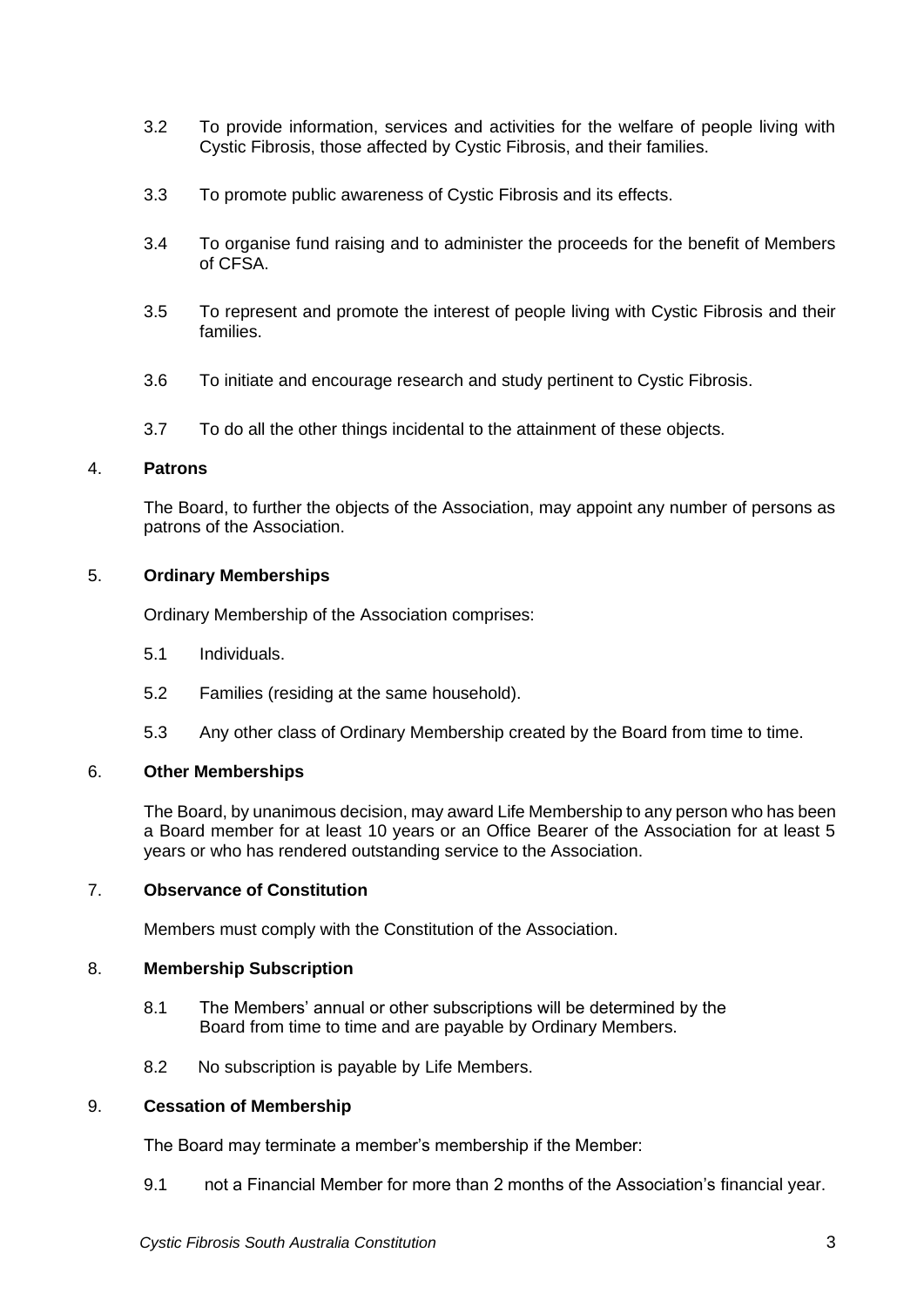3.2 To provide information, services and activities for the welfare of people living with Cystic Fibrosis, those affected by Cystic Fibrosis, and their families.

3.3 To promote public awareness of Cystic Fibrosis and its effects.

3.4 To organise fund raising and to administer the proceeds for the benefit of Members of CFSA.

3.5 To represent and promote the interest of people living with Cystic Fibrosis and their families.

3.6 To initiate and encourage research and study pertinent to Cystic Fibrosis.

3.7 To do all the other things incidental to the attainment of these objects.

## 4. Patrons

The Board, to further the objects of the Association, may appoint any number of persons as patrons of the Association.

## 5. Ordinary Memberships

Ordinary Membership of the Association comprises:

5.1 Individuals.

5.2 Families (residing at the same household).

5.3 Any other class of Ordinary Membership created by the Board from time to time.

## 6. Other Memberships

The Board, by unanimous decision, may award Life Membership to any person who has been a Board member for at least 10 years or an Office Bearer of the Association for at least 5 years or who has rendered outstanding service to the Association.

## 7. Observance of Constitution

Members must comply with the Constitution of the Association.

## 8. Membership Subscription

8.1 The Members' annual or other subscriptions will be determined by the Board from time to time and are payable by Ordinary Members.

8.2 No subscription is payable by Life Members.

## 9. Cessation of Membership

The Board may terminate a member's membership if the Member:

9.1 not a Financial Member for more than 2 months of the Association's financial year.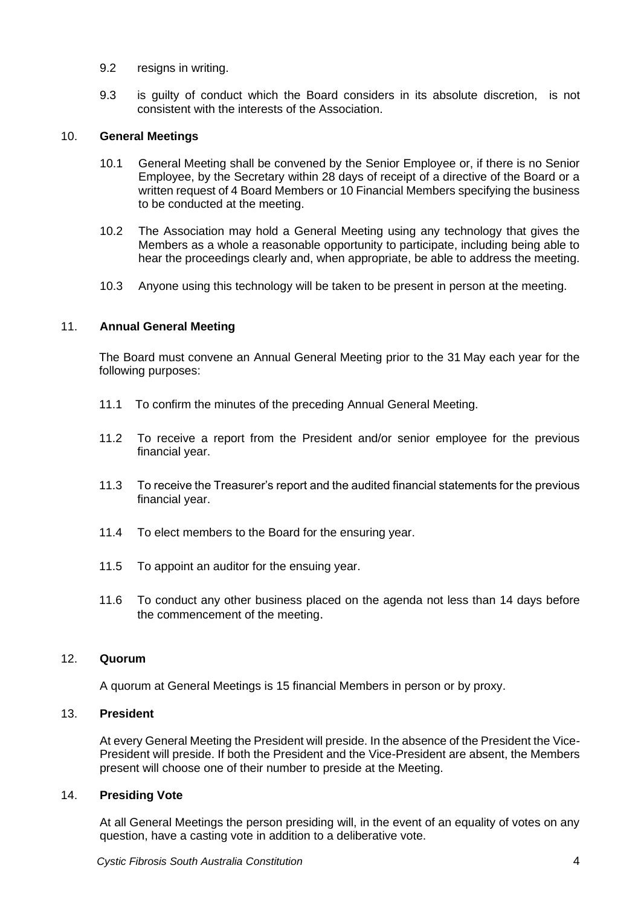9.2 resigns in writing.

9.3 is guilty of conduct which the Board considers in its absolute discretion, is not consistent with the interests of the Association.

## 10. General Meetings

10.1 General Meeting shall be convened by the Senior Employee or, if there is no Senior Employee, by the Secretary within 28 days of receipt of a directive of the Board or a written request of 4 Board Members or 10 Financial Members specifying the business to be conducted at the meeting.

10.2 The Association may hold a General Meeting using any technology that gives the Members as a whole a reasonable opportunity to participate, including being able to hear the proceedings clearly and, when appropriate, be able to address the meeting.

10.3 Anyone using this technology will be taken to be present in person at the meeting.

## 11. Annual General Meeting

The Board must convene an Annual General Meeting prior to the 31 May each year for the following purposes:

11.1 To confirm the minutes of the preceding Annual General Meeting.

11.2 To receive a report from the President and/or senior employee for the previous financial year.

11.3 To receive the Treasurer's report and the audited financial statements for the previous financial year.

11.4 To elect members to the Board for the ensuring year.

11.5 To appoint an auditor for the ensuing year.

11.6 To conduct any other business placed on the agenda not less than 14 days before the commencement of the meeting.

## 12. Quorum

A quorum at General Meetings is 15 financial Members in person or by proxy.

## 13. President

At every General Meeting the President will preside. In the absence of the President the Vice-President will preside. If both the President and the Vice-President are absent, the Members present will choose one of their number to preside at the Meeting.

## 14. Presiding Vote

At all General Meetings the person presiding will, in the event of an equality of votes on any question, have a casting vote in addition to a deliberative vote.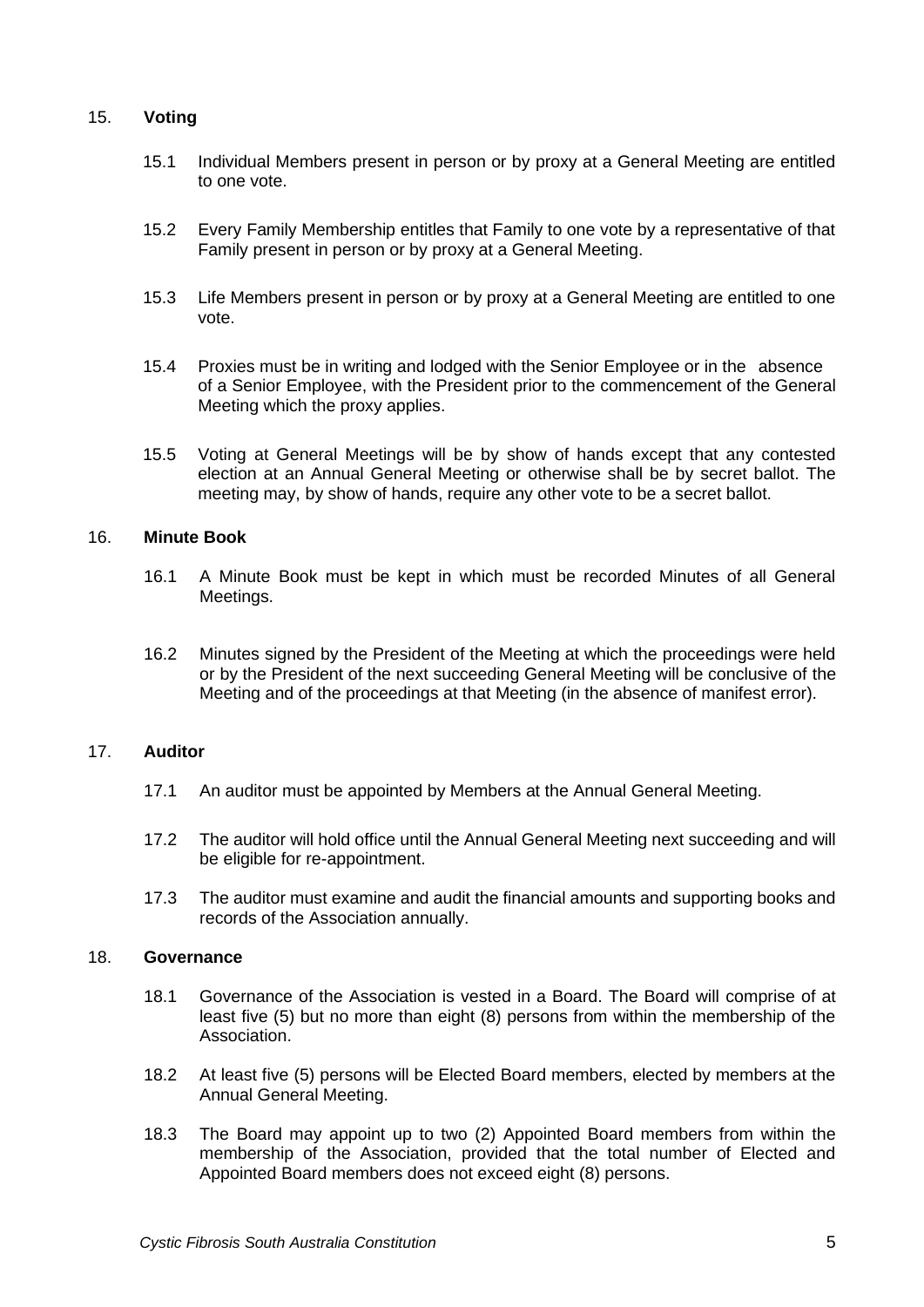## 15. Voting

15.1 Individual Members present in person or by proxy at a General Meeting are entitled to one vote.

15.2 Every Family Membership entitles that Family to one vote by a representative of that Family present in person or by proxy at a General Meeting.

15.3 Life Members present in person or by proxy at a General Meeting are entitled to one vote.

15.4 Proxies must be in writing and lodged with the Senior Employee or in the absence of a Senior Employee, with the President prior to the commencement of the General Meeting which the proxy applies.

15.5 Voting at General Meetings will be by show of hands except that any contested election at an Annual General Meeting or otherwise shall be by secret ballot. The meeting may, by show of hands, require any other vote to be a secret ballot.

## 16. Minute Book

16.1 A Minute Book must be kept in which must be recorded Minutes of all General Meetings.

16.2 Minutes signed by the President of the Meeting at which the proceedings were held or by the President of the next succeeding General Meeting will be conclusive of the Meeting and of the proceedings at that Meeting (in the absence of manifest error).

## 17. Auditor

17.1 An auditor must be appointed by Members at the Annual General Meeting.

17.2 The auditor will hold office until the Annual General Meeting next succeeding and will be eligible for re-appointment.

17.3 The auditor must examine and audit the financial amounts and supporting books and records of the Association annually.

## 18. Governance

18.1 Governance of the Association is vested in a Board. The Board will comprise of at least five (5) but no more than eight (8) persons from within the membership of the Association.

18.2 At least five (5) persons will be Elected Board members, elected by members at the Annual General Meeting.

18.3 The Board may appoint up to two (2) Appointed Board members from within the membership of the Association, provided that the total number of Elected and Appointed Board members does not exceed eight (8) persons.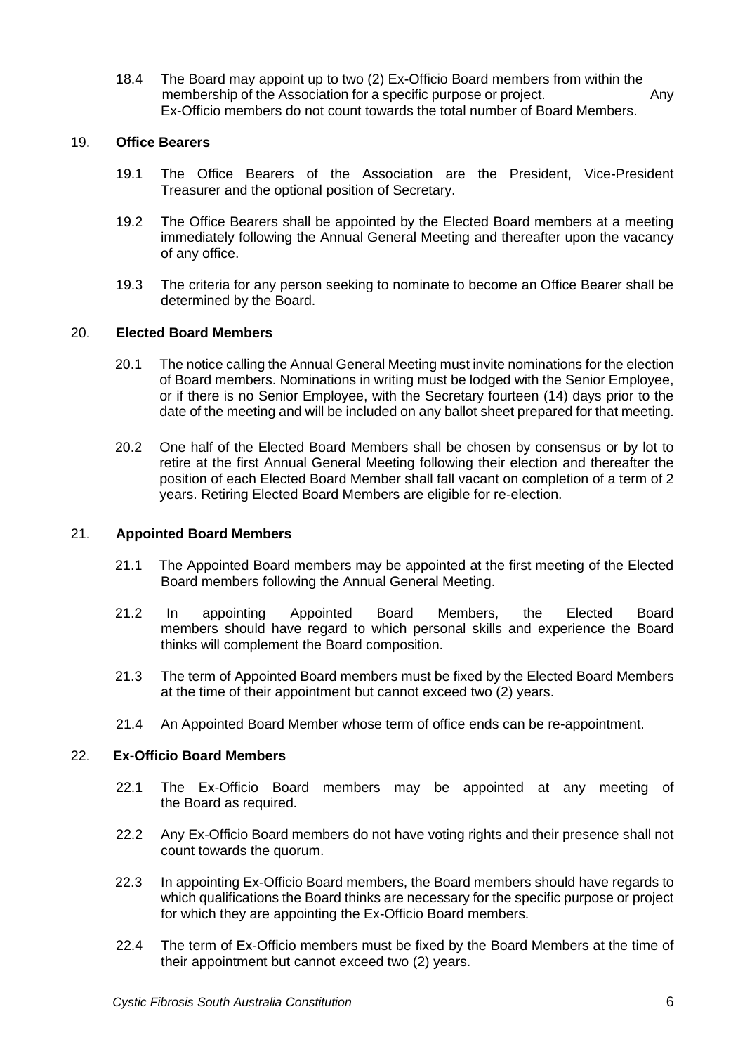18.4 The Board may appoint up to two (2) Ex-Officio Board members from within the membership of the Association for a specific purpose or project. Any Ex-Officio members do not count towards the total number of Board Members.

## 19. **Office Bearers**

19.1 The Office Bearers of the Association are the President, Vice-President Treasurer and the optional position of Secretary.

19.2 The Office Bearers shall be appointed by the Elected Board members at a meeting immediately following the Annual General Meeting and thereafter upon the vacancy of any office.

19.3 The criteria for any person seeking to nominate to become an Office Bearer shall be determined by the Board.

## 20. **Elected Board Members**

20.1 The notice calling the Annual General Meeting must invite nominations for the election of Board members. Nominations in writing must be lodged with the Senior Employee, or if there is no Senior Employee, with the Secretary fourteen (14) days prior to the date of the meeting and will be included on any ballot sheet prepared for that meeting.

20.2 One half of the Elected Board Members shall be chosen by consensus or by lot to retire at the first Annual General Meeting following their election and thereafter the position of each Elected Board Member shall fall vacant on completion of a term of 2 years. Retiring Elected Board Members are eligible for re-election.

## 21. **Appointed Board Members**

21.1 The Appointed Board members may be appointed at the first meeting of the Elected Board members following the Annual General Meeting.

21.2 In appointing Appointed Board Members, the Elected Board members should have regard to which personal skills and experience the Board thinks will complement the Board composition.

21.3 The term of Appointed Board members must be fixed by the Elected Board Members at the time of their appointment but cannot exceed two (2) years.

21.4 An Appointed Board Member whose term of office ends can be re-appointment.

## 22. **Ex-Officio Board Members**

22.1 The Ex-Officio Board members may be appointed at any meeting of the Board as required.

22.2 Any Ex-Officio Board members do not have voting rights and their presence shall not count towards the quorum.

22.3 In appointing Ex-Officio Board members, the Board members should have regards to which qualifications the Board thinks are necessary for the specific purpose or project for which they are appointing the Ex-Officio Board members.

22.4 The term of Ex-Officio members must be fixed by the Board Members at the time of their appointment but cannot exceed two (2) years.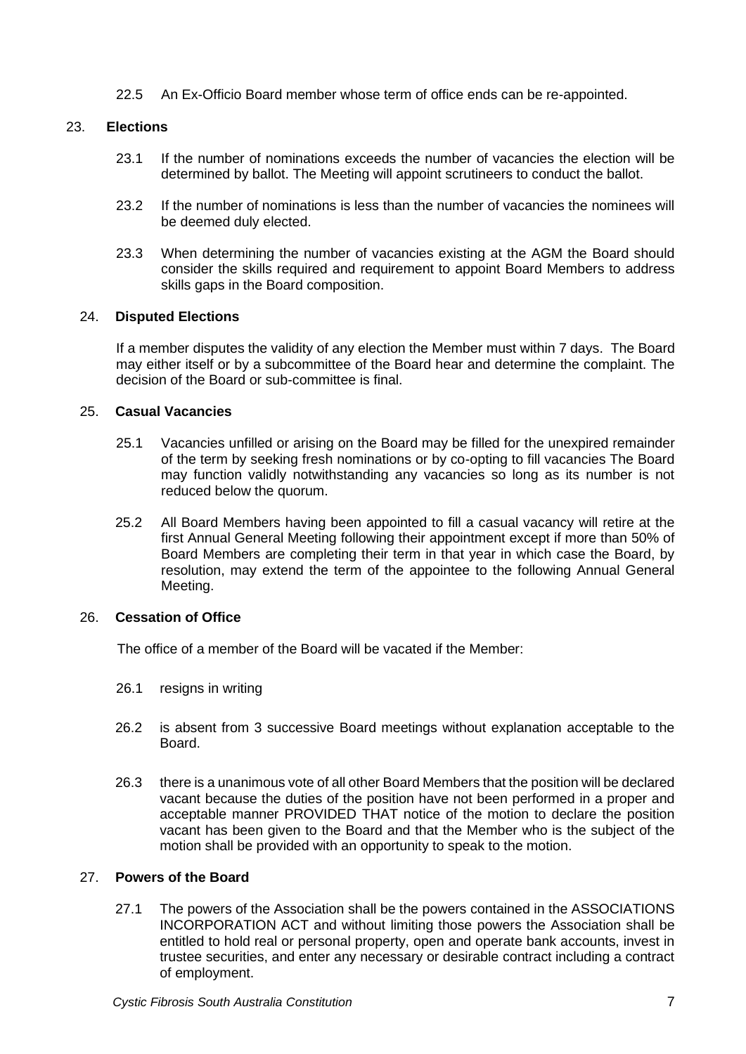22.5 An Ex-Officio Board member whose term of office ends can be re-appointed.

## 23. Elections

23.1 If the number of nominations exceeds the number of vacancies the election will be determined by ballot. The Meeting will appoint scrutineers to conduct the ballot.

23.2 If the number of nominations is less than the number of vacancies the nominees will be deemed duly elected.

23.3 When determining the number of vacancies existing at the AGM the Board should consider the skills required and requirement to appoint Board Members to address skills gaps in the Board composition.

## 24. Disputed Elections

If a member disputes the validity of any election the Member must within 7 days. The Board may either itself or by a subcommittee of the Board hear and determine the complaint. The decision of the Board or sub-committee is final.

## 25. Casual Vacancies

25.1 Vacancies unfilled or arising on the Board may be filled for the unexpired remainder of the term by seeking fresh nominations or by co-opting to fill vacancies The Board may function validly notwithstanding any vacancies so long as its number is not reduced below the quorum.

25.2 All Board Members having been appointed to fill a casual vacancy will retire at the first Annual General Meeting following their appointment except if more than 50% of Board Members are completing their term in that year in which case the Board, by resolution, may extend the term of the appointee to the following Annual General Meeting.

## 26. Cessation of Office

The office of a member of the Board will be vacated if the Member:

26.1 resigns in writing

26.2 is absent from 3 successive Board meetings without explanation acceptable to the Board.

26.3 there is a unanimous vote of all other Board Members that the position will be declared vacant because the duties of the position have not been performed in a proper and acceptable manner PROVIDED THAT notice of the motion to declare the position vacant has been given to the Board and that the Member who is the subject of the motion shall be provided with an opportunity to speak to the motion.

## 27. Powers of the Board

27.1 The powers of the Association shall be the powers contained in the ASSOCIATIONS INCORPORATION ACT and without limiting those powers the Association shall be entitled to hold real or personal property, open and operate bank accounts, invest in trustee securities, and enter any necessary or desirable contract including a contract of employment.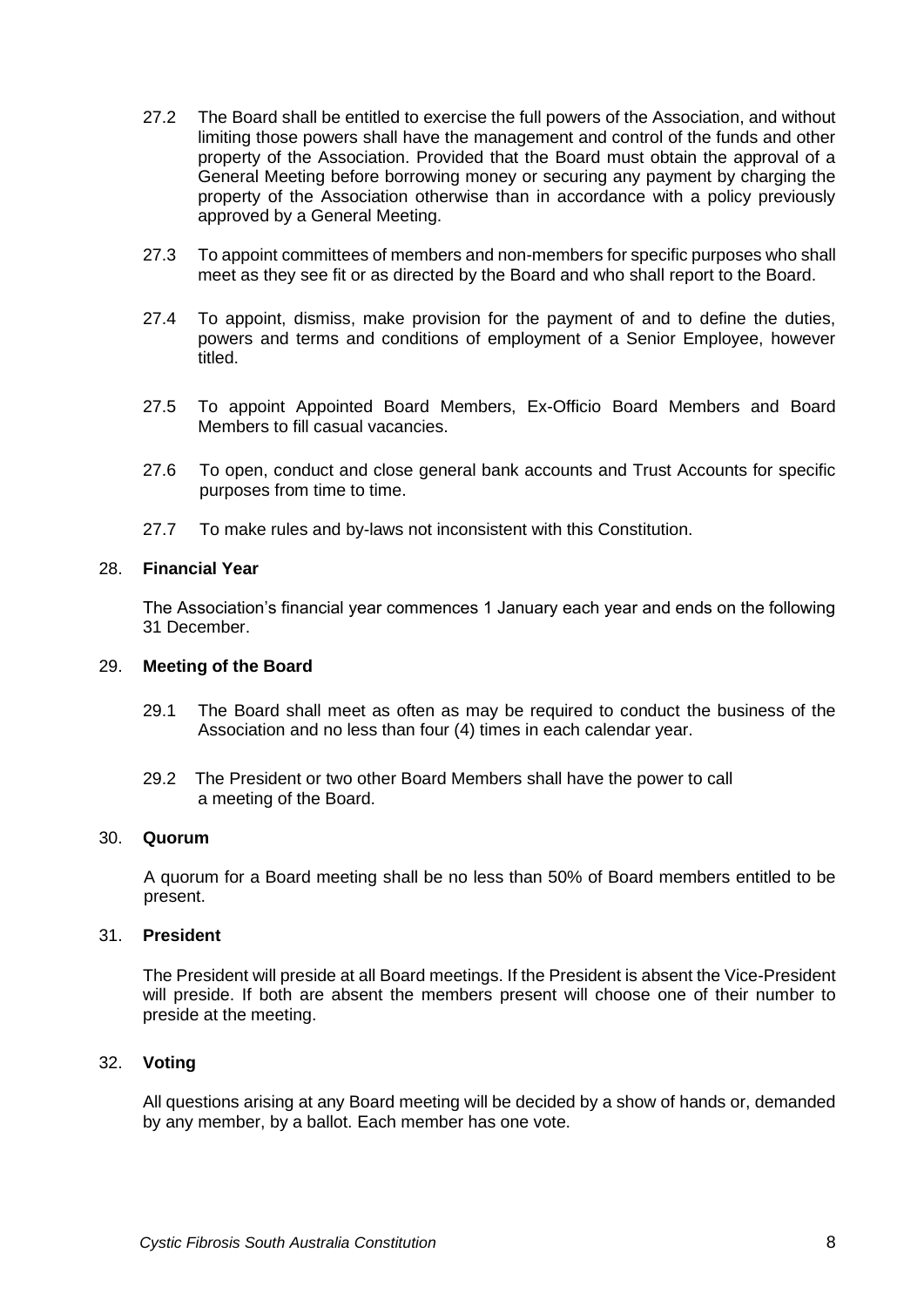27.2 The Board shall be entitled to exercise the full powers of the Association, and without limiting those powers shall have the management and control of the funds and other property of the Association. Provided that the Board must obtain the approval of a General Meeting before borrowing money or securing any payment by charging the property of the Association otherwise than in accordance with a policy previously approved by a General Meeting.

27.3 To appoint committees of members and non-members for specific purposes who shall meet as they see fit or as directed by the Board and who shall report to the Board.

27.4 To appoint, dismiss, make provision for the payment of and to define the duties, powers and terms and conditions of employment of a Senior Employee, however titled.

27.5 To appoint Appointed Board Members, Ex-Officio Board Members and Board Members to fill casual vacancies.

27.6 To open, conduct and close general bank accounts and Trust Accounts for specific purposes from time to time.

27.7 To make rules and by-laws not inconsistent with this Constitution.

## 28. Financial Year

The Association's financial year commences 1 January each year and ends on the following 31 December.

## 29. Meeting of the Board

29.1 The Board shall meet as often as may be required to conduct the business of the Association and no less than four (4) times in each calendar year.

29.2 The President or two other Board Members shall have the power to call a meeting of the Board.

## 30. Quorum

A quorum for a Board meeting shall be no less than 50% of Board members entitled to be present.

## 31. President

The President will preside at all Board meetings. If the President is absent the Vice-President will preside. If both are absent the members present will choose one of their number to preside at the meeting.

## 32. Voting

All questions arising at any Board meeting will be decided by a show of hands or, demanded by any member, by a ballot. Each member has one vote.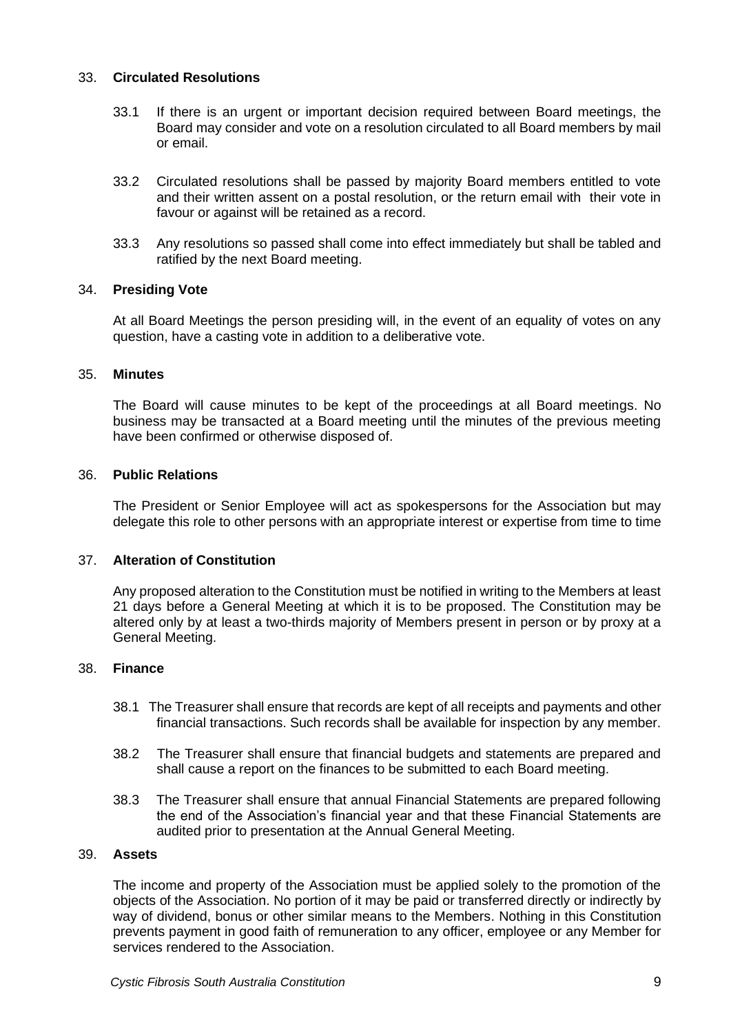## 33. Circulated Resolutions

33.1 If there is an urgent or important decision required between Board meetings, the Board may consider and vote on a resolution circulated to all Board members by mail or email.

33.2 Circulated resolutions shall be passed by majority Board members entitled to vote and their written assent on a postal resolution, or the return email with their vote in favour or against will be retained as a record.

33.3 Any resolutions so passed shall come into effect immediately but shall be tabled and ratified by the next Board meeting.

## 34. Presiding Vote

At all Board Meetings the person presiding will, in the event of an equality of votes on any question, have a casting vote in addition to a deliberative vote.

## 35. Minutes

The Board will cause minutes to be kept of the proceedings at all Board meetings. No business may be transacted at a Board meeting until the minutes of the previous meeting have been confirmed or otherwise disposed of.

## 36. Public Relations

The President or Senior Employee will act as spokespersons for the Association but may delegate this role to other persons with an appropriate interest or expertise from time to time

## 37. Alteration of Constitution

Any proposed alteration to the Constitution must be notified in writing to the Members at least 21 days before a General Meeting at which it is to be proposed. The Constitution may be altered only by at least a two-thirds majority of Members present in person or by proxy at a General Meeting.

## 38. Finance

38.1 The Treasurer shall ensure that records are kept of all receipts and payments and other financial transactions. Such records shall be available for inspection by any member.

38.2 The Treasurer shall ensure that financial budgets and statements are prepared and shall cause a report on the finances to be submitted to each Board meeting.

38.3 The Treasurer shall ensure that annual Financial Statements are prepared following the end of the Association's financial year and that these Financial Statements are audited prior to presentation at the Annual General Meeting.

## 39. Assets

The income and property of the Association must be applied solely to the promotion of the objects of the Association. No portion of it may be paid or transferred directly or indirectly by way of dividend, bonus or other similar means to the Members. Nothing in this Constitution prevents payment in good faith of remuneration to any officer, employee or any Member for services rendered to the Association.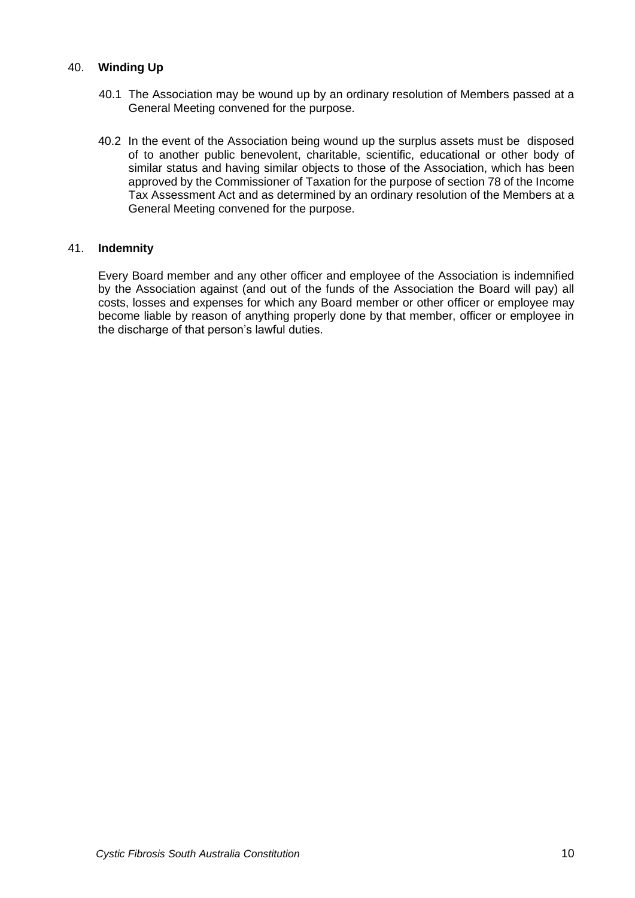## 40. **Winding Up**

40.1 The Association may be wound up by an ordinary resolution of Members passed at a General Meeting convened for the purpose.

40.2 In the event of the Association being wound up the surplus assets must be disposed of to another public benevolent, charitable, scientific, educational or other body of similar status and having similar objects to those of the Association, which has been approved by the Commissioner of Taxation for the purpose of section 78 of the Income Tax Assessment Act and as determined by an ordinary resolution of the Members at a General Meeting convened for the purpose.

## 41. **Indemnity**

Every Board member and any other officer and employee of the Association is indemnified by the Association against (and out of the funds of the Association the Board will pay) all costs, losses and expenses for which any Board member or other officer or employee may become liable by reason of anything properly done by that member, officer or employee in the discharge of that person's lawful duties.